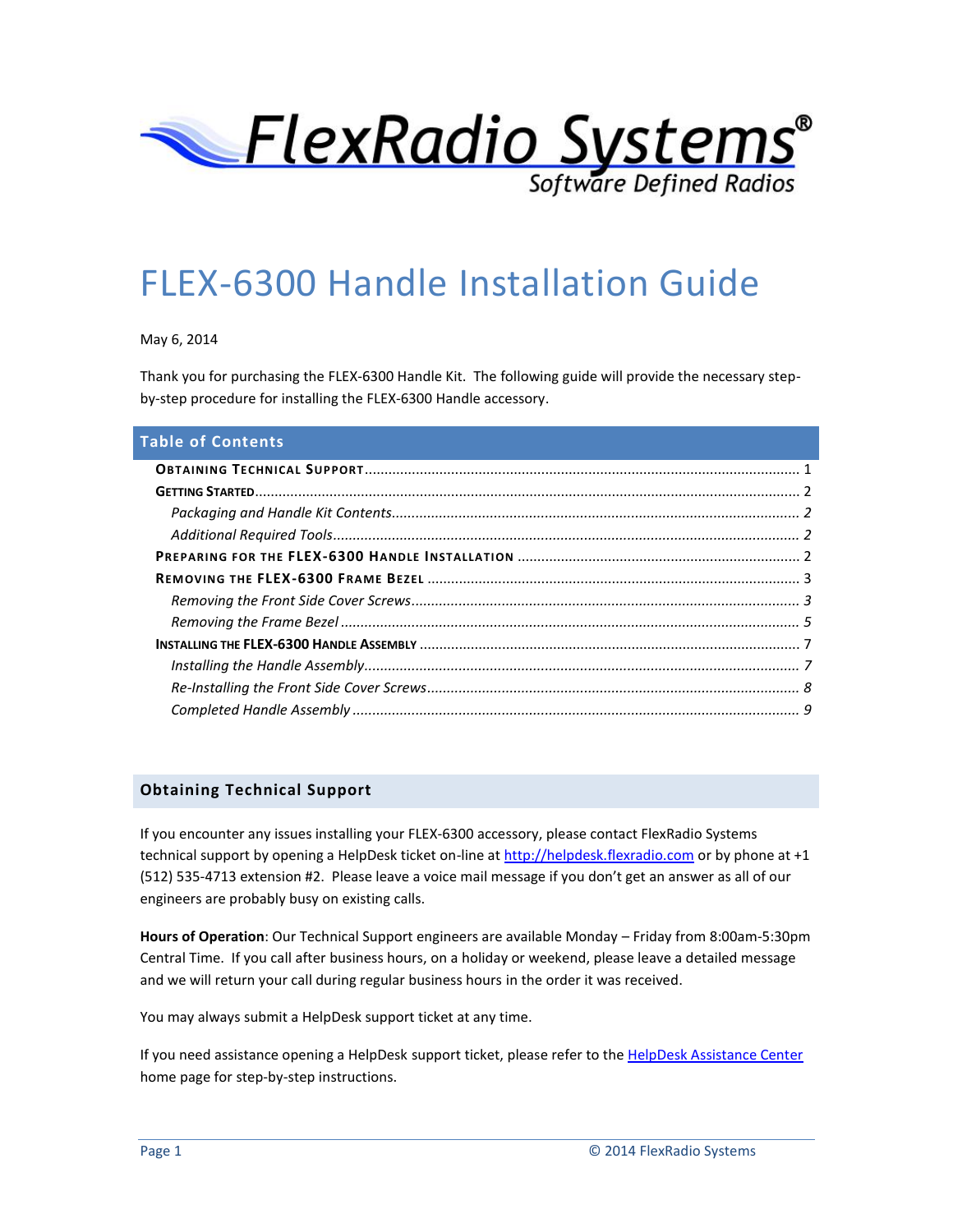FlexRadio Systems®
Software Defined Radios

# FLEX-6300 Handle Installation Guide

May 6, 2014

Thank you for purchasing the FLEX-6300 Handle Kit. The following guide will provide the necessary step-by-step procedure for installing the FLEX-6300 Handle accessory.

## Table of Contents

**Obtaining Technical Support** .......... 1
**Getting Started** .......... 2
   *Packaging and Handle Kit Contents* .......... 2
   *Additional Required Tools* .......... 2
**Preparing for the FLEX-6300 Handle Installation** .......... 2
**Removing the FLEX-6300 Frame Bezel** .......... 3
   *Removing the Front Side Cover Screws* .......... 3
   *Removing the Frame Bezel* .......... 5
**Installing the FLEX-6300 Handle Assembly** .......... 7
   *Installing the Handle Assembly* .......... 7
   *Re-Installing the Front Side Cover Screws* .......... 8
   *Completed Handle Assembly* .......... 9

## Obtaining Technical Support

If you encounter any issues installing your FLEX-6300 accessory, please contact FlexRadio Systems technical support by opening a HelpDesk ticket on-line at [http://helpdesk.flexradio.com](http://helpdesk.flexradio.com) or by phone at +1 (512) 535-4713 extension #2. Please leave a voice mail message if you don't get an answer as all of our engineers are probably busy on existing calls.

**Hours of Operation**: Our Technical Support engineers are available Monday – Friday from 8:00am-5:30pm Central Time. If you call after business hours, on a holiday or weekend, please leave a detailed message and we will return your call during regular business hours in the order it was received.

You may always submit a HelpDesk support ticket at any time.

If you need assistance opening a HelpDesk support ticket, please refer to the HelpDesk Assistance Center home page for step-by-step instructions.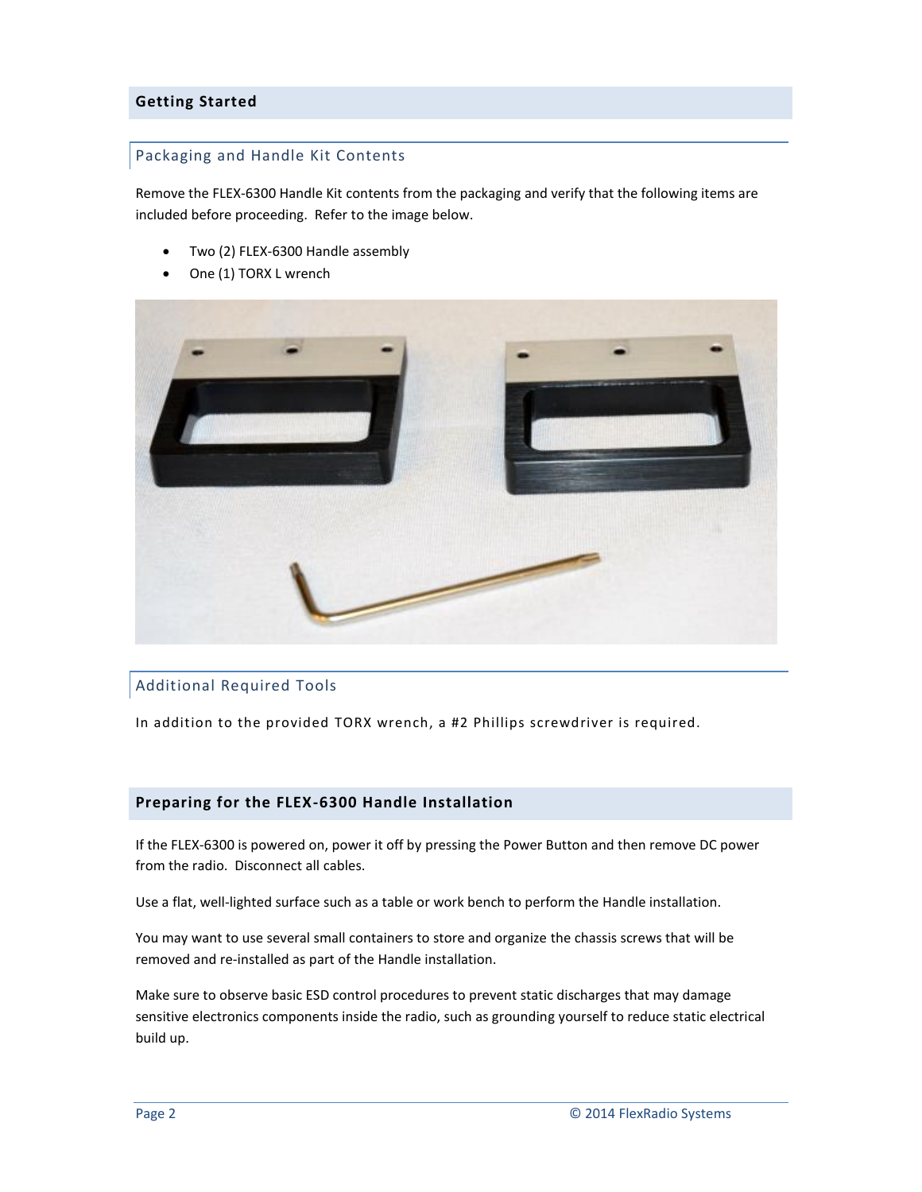## Getting Started

### Packaging and Handle Kit Contents

Remove the FLEX-6300 Handle Kit contents from the packaging and verify that the following items are included before proceeding. Refer to the image below.

- Two (2) FLEX-6300 Handle assembly
- One (1) TORX L wrench

### Additional Required Tools

In addition to the provided TORX wrench, a #2 Phillips screwdriver is required.

## Preparing for the FLEX-6300 Handle Installation

If the FLEX-6300 is powered on, power it off by pressing the Power Button and then remove DC power from the radio. Disconnect all cables.

Use a flat, well-lighted surface such as a table or work bench to perform the Handle installation.

You may want to use several small containers to store and organize the chassis screws that will be removed and re-installed as part of the Handle installation.

Make sure to observe basic ESD control procedures to prevent static discharges that may damage sensitive electronics components inside the radio, such as grounding yourself to reduce static electrical build up.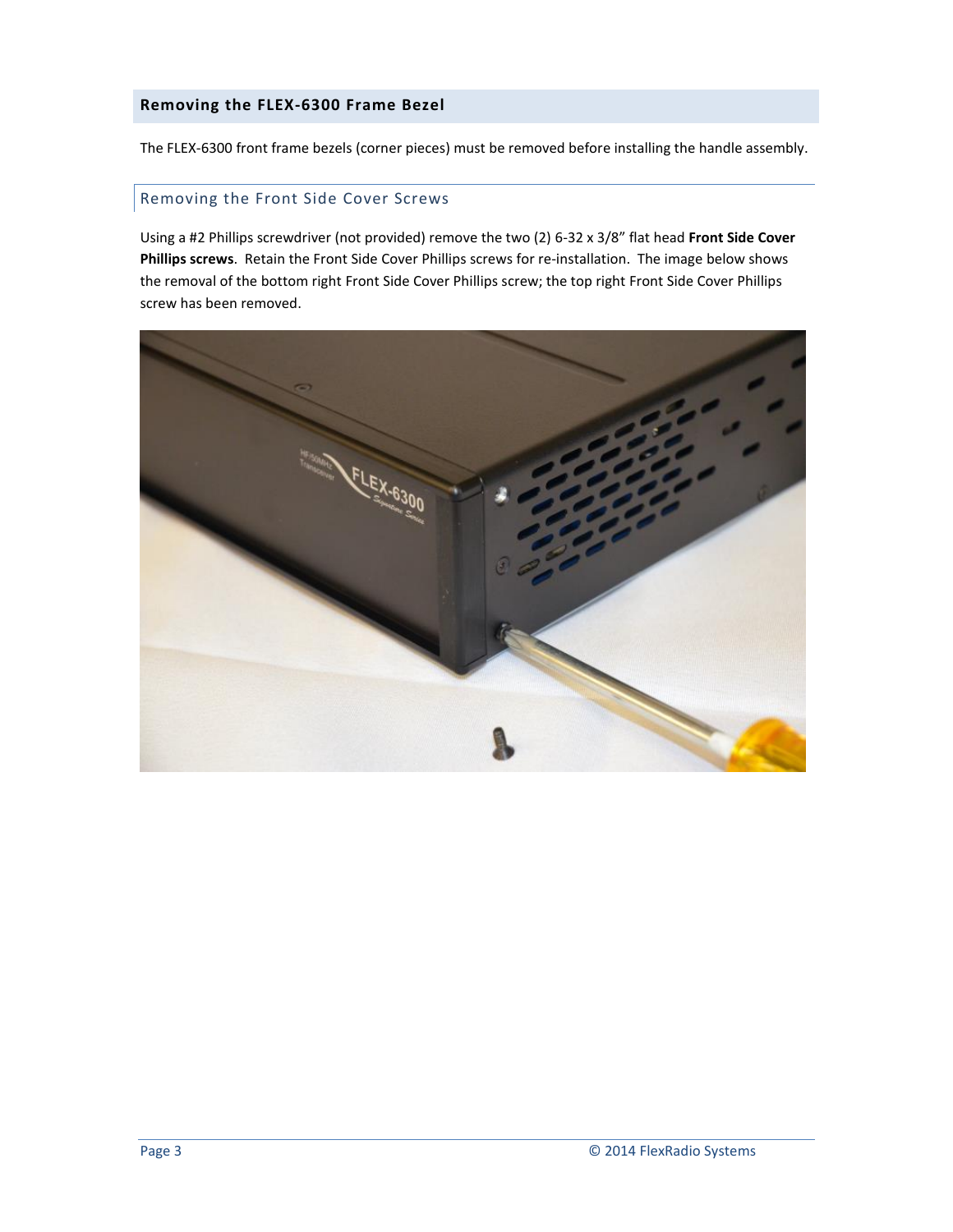## Removing the FLEX-6300 Frame Bezel

The FLEX-6300 front frame bezels (corner pieces) must be removed before installing the handle assembly.

### Removing the Front Side Cover Screws

Using a #2 Phillips screwdriver (not provided) remove the two (2) 6-32 x 3/8" flat head **Front Side Cover Phillips screws**. Retain the Front Side Cover Phillips screws for re-installation. The image below shows the removal of the bottom right Front Side Cover Phillips screw; the top right Front Side Cover Phillips screw has been removed.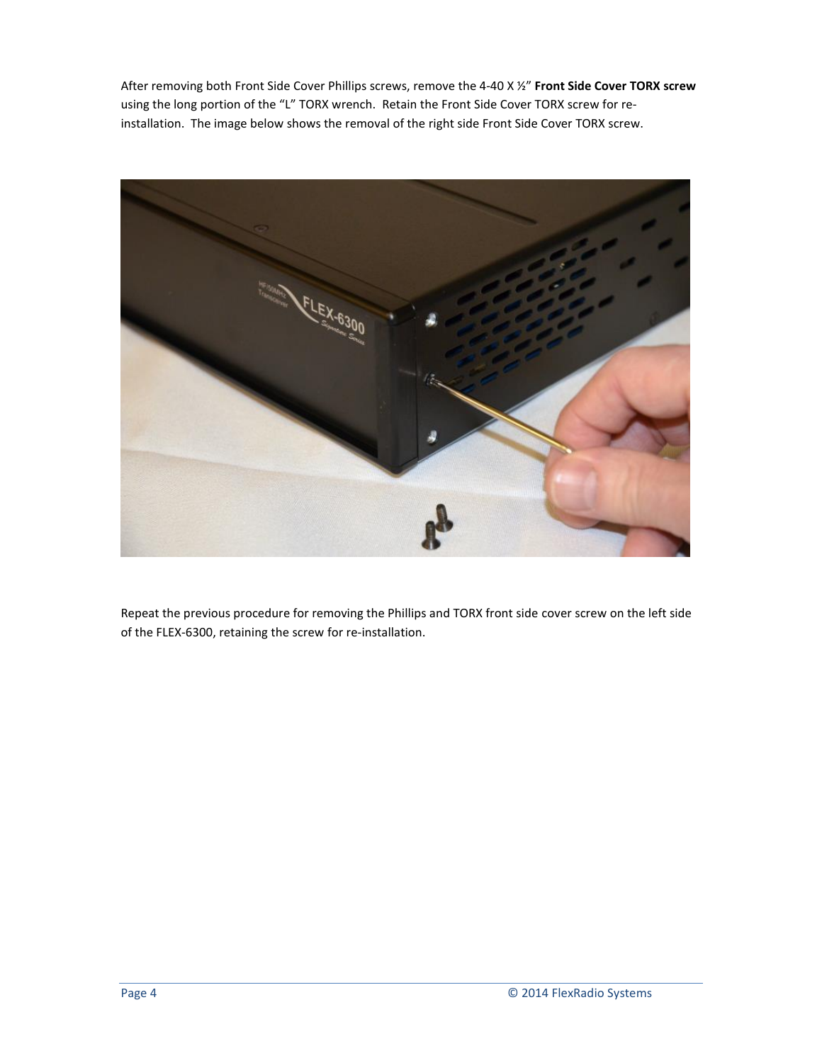After removing both Front Side Cover Phillips screws, remove the 4-40 X ½" **Front Side Cover TORX screw** using the long portion of the "L" TORX wrench. Retain the Front Side Cover TORX screw for re-installation. The image below shows the removal of the right side Front Side Cover TORX screw.

Repeat the previous procedure for removing the Phillips and TORX front side cover screw on the left side of the FLEX-6300, retaining the screw for re-installation.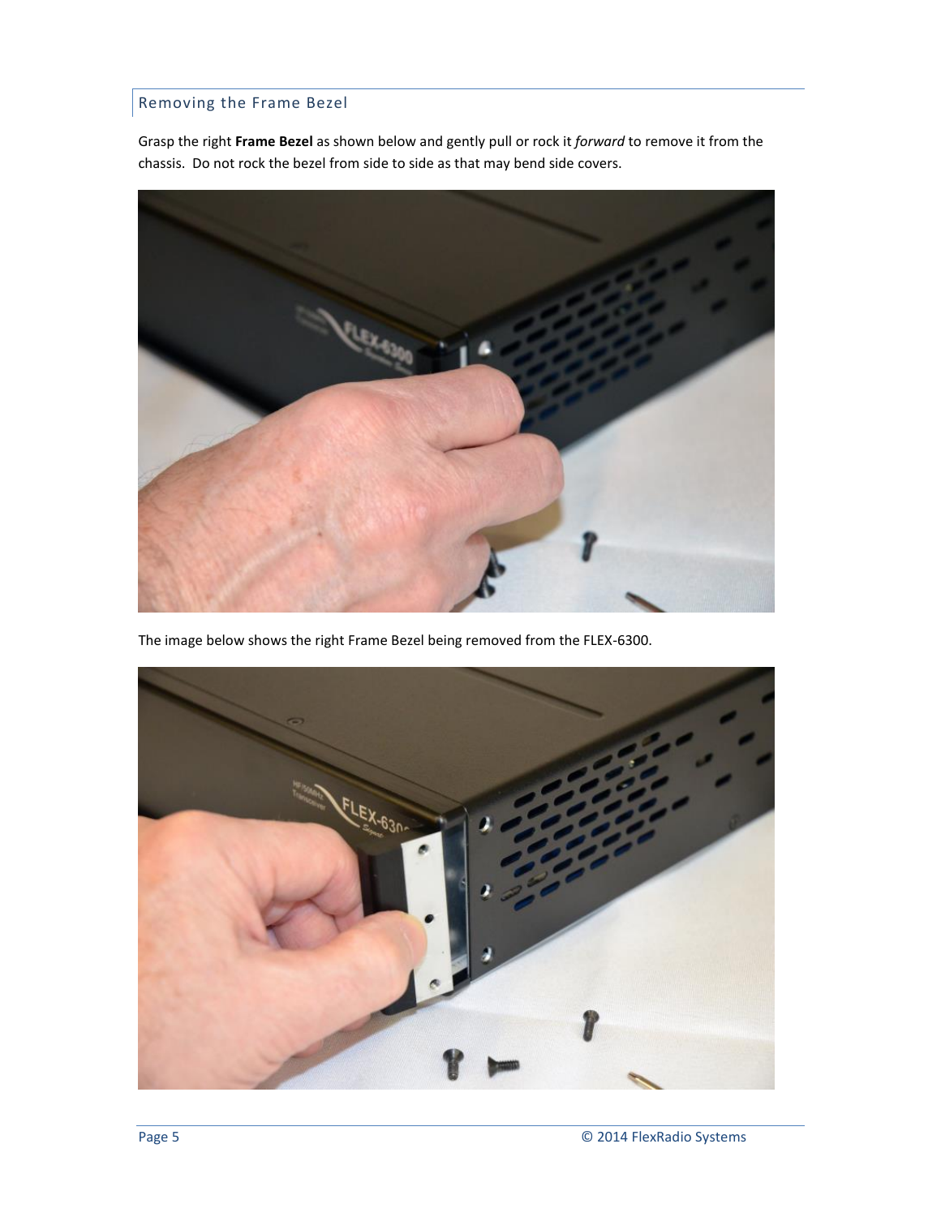## Removing the Frame Bezel

Grasp the right **Frame Bezel** as shown below and gently pull or rock it *forward* to remove it from the chassis. Do not rock the bezel from side to side as that may bend side covers.

The image below shows the right Frame Bezel being removed from the FLEX-6300.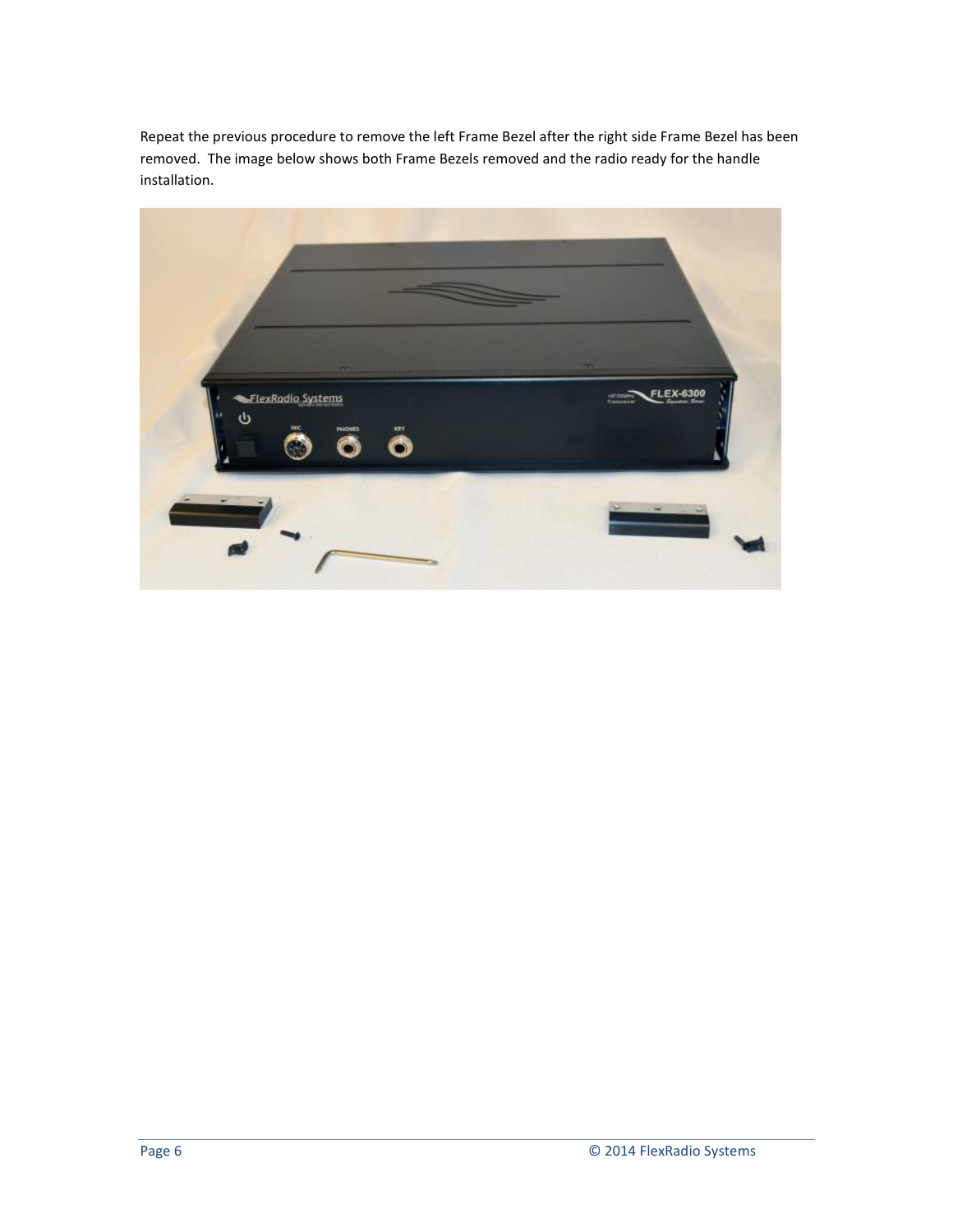Repeat the previous procedure to remove the left Frame Bezel after the right side Frame Bezel has been removed. The image below shows both Frame Bezels removed and the radio ready for the handle installation.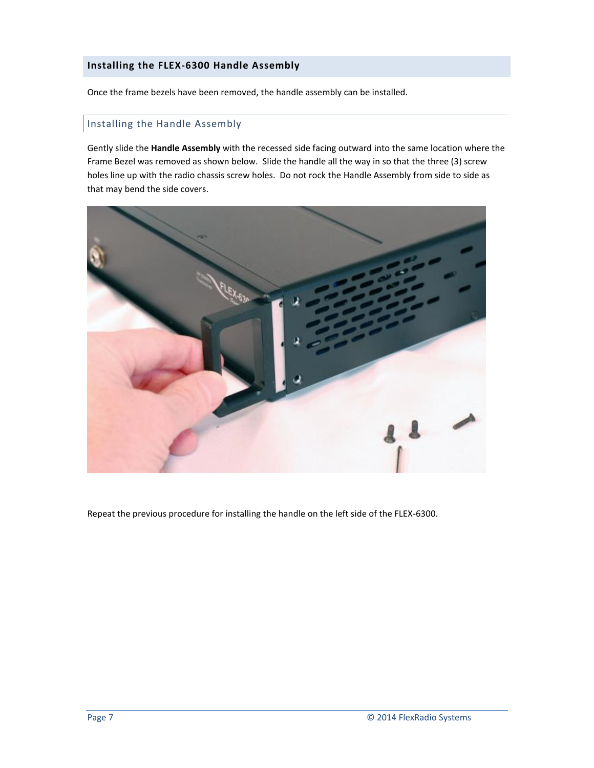## Installing the FLEX-6300 Handle Assembly

Once the frame bezels have been removed, the handle assembly can be installed.

### Installing the Handle Assembly

Gently slide the **Handle Assembly** with the recessed side facing outward into the same location where the Frame Bezel was removed as shown below. Slide the handle all the way in so that the three (3) screw holes line up with the radio chassis screw holes. Do not rock the Handle Assembly from side to side as that may bend the side covers.

Repeat the previous procedure for installing the handle on the left side of the FLEX-6300.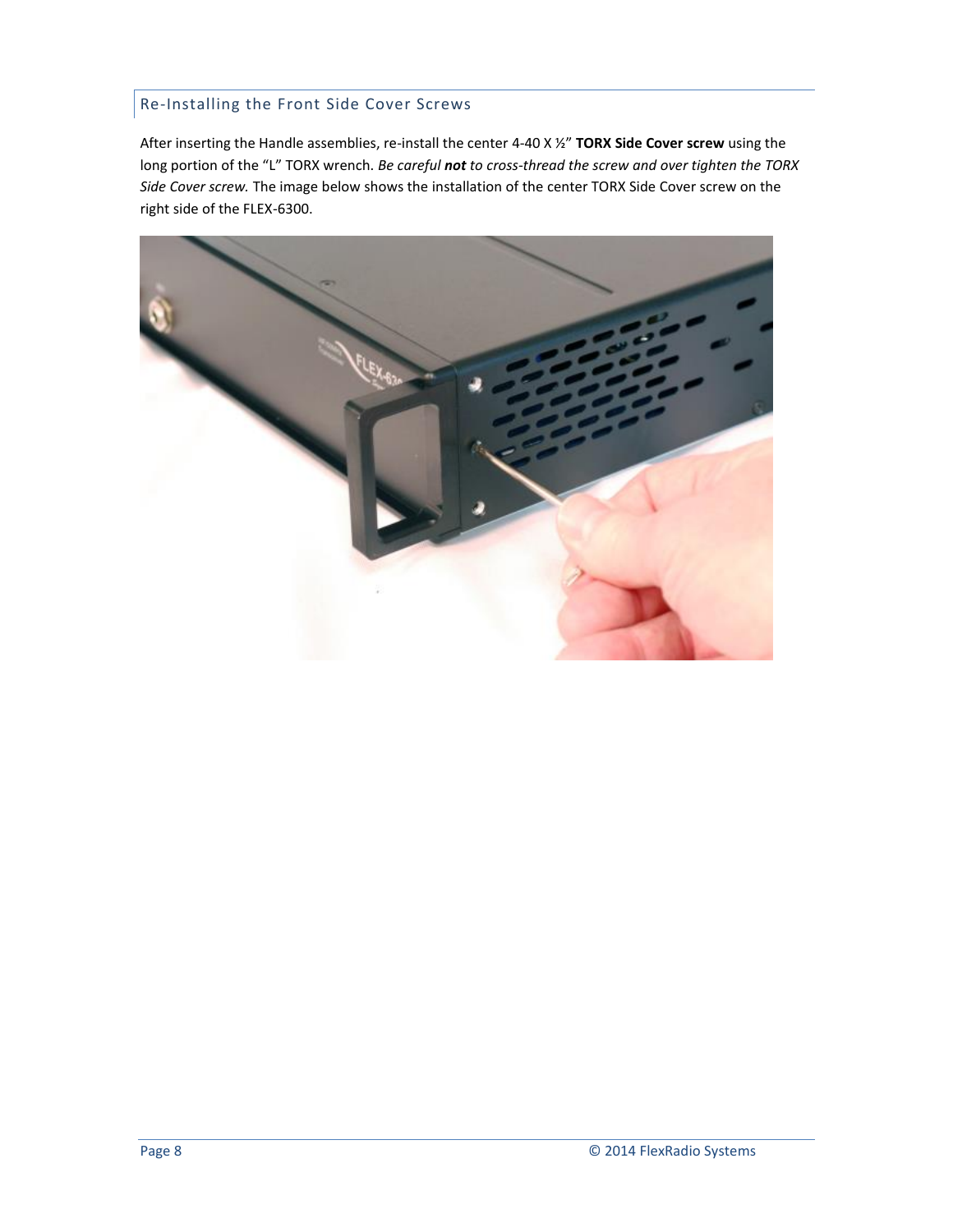## Re-Installing the Front Side Cover Screws

After inserting the Handle assemblies, re-install the center 4-40 X ½" **TORX Side Cover screw** using the long portion of the "L" TORX wrench. *Be careful **not** to cross-thread the screw and over tighten the TORX Side Cover screw.* The image below shows the installation of the center TORX Side Cover screw on the right side of the FLEX-6300.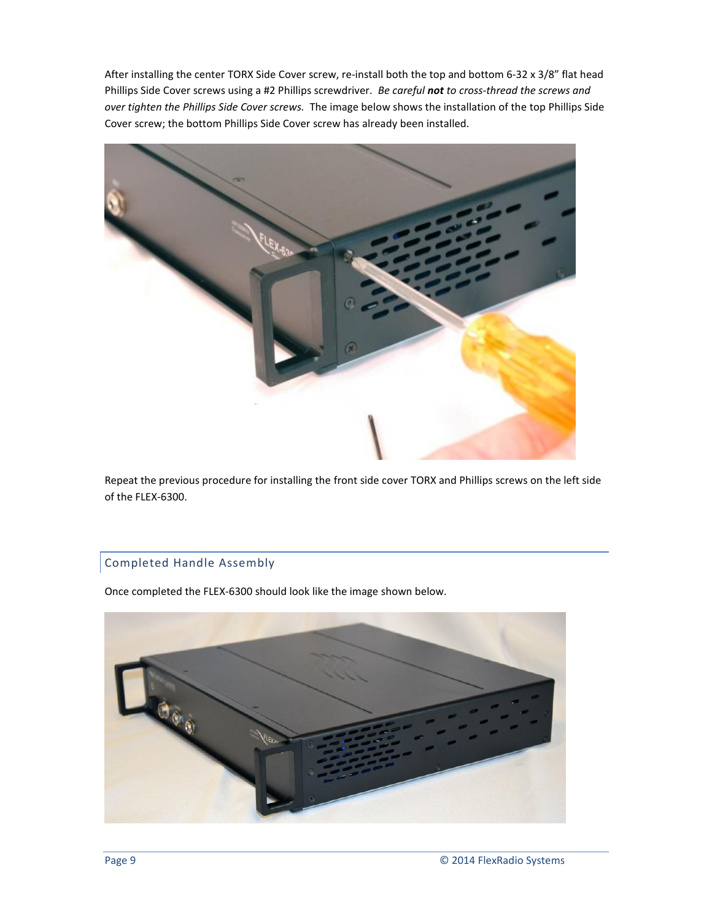After installing the center TORX Side Cover screw, re-install both the top and bottom 6-32 x 3/8" flat head Phillips Side Cover screws using a #2 Phillips screwdriver. *Be careful **not** to cross-thread the screws and over tighten the Phillips Side Cover screws.* The image below shows the installation of the top Phillips Side Cover screw; the bottom Phillips Side Cover screw has already been installed.

Repeat the previous procedure for installing the front side cover TORX and Phillips screws on the left side of the FLEX-6300.

## Completed Handle Assembly

Once completed the FLEX-6300 should look like the image shown below.